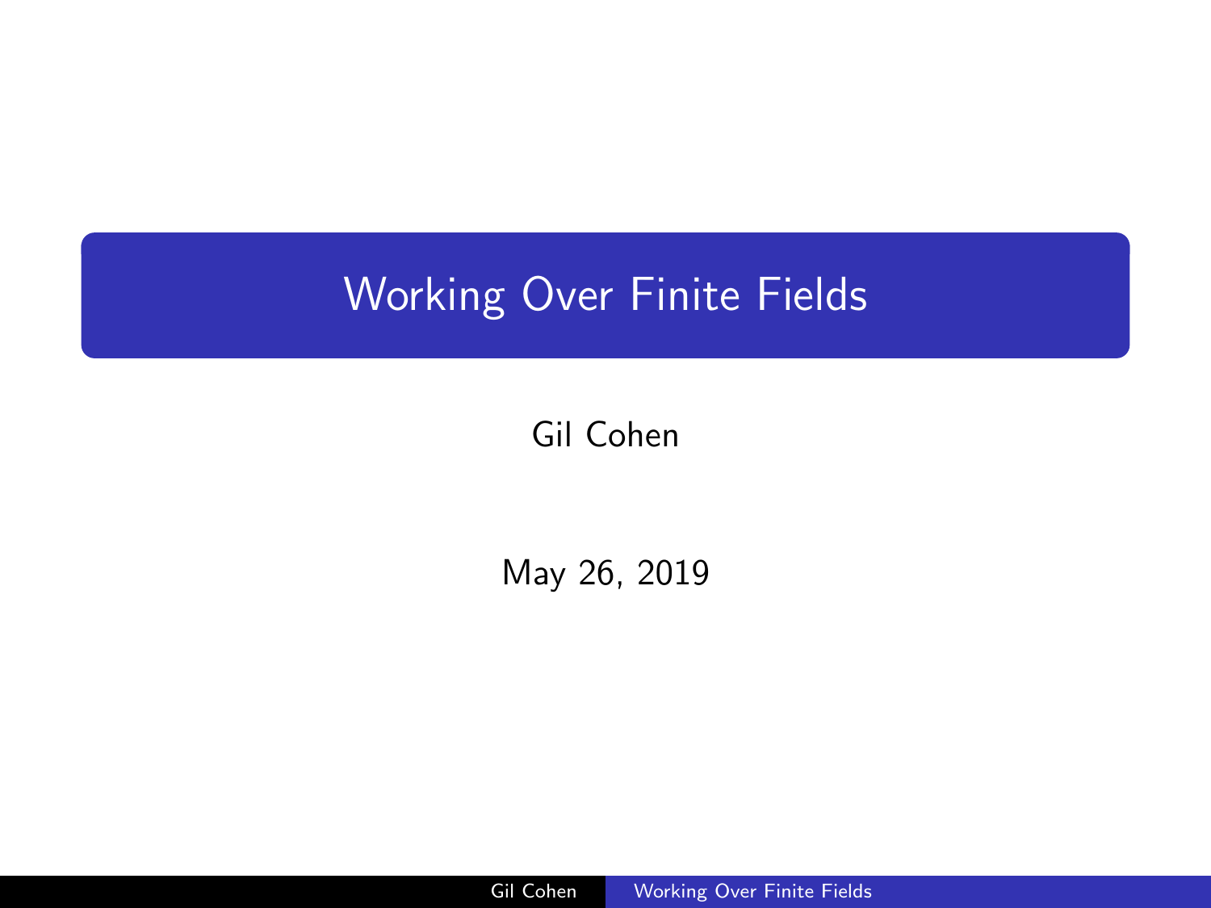# Working Over Finite Fields

Gil Cohen

May 26, 2019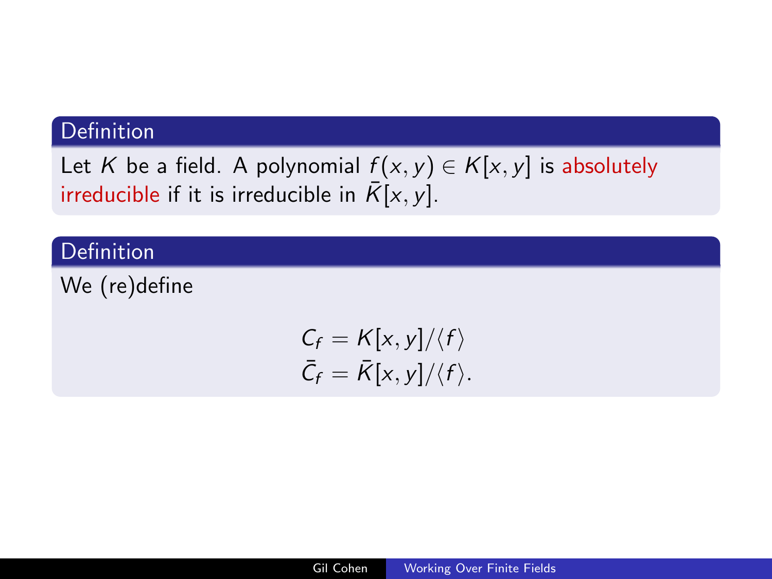**Definition**

Let $K$ be a field. A polynomial $f(x, y) \in K[x, y]$ is absolutely irreducible if it is irreducible in $\bar{K}[x, y]$.

**Definition**

We (re)define

$$
\begin{aligned}
C_f &= K[x, y]/\langle f \rangle \\
\bar{C}_f &= \bar{K}[x, y]/\langle f \rangle.
\end{aligned}
$$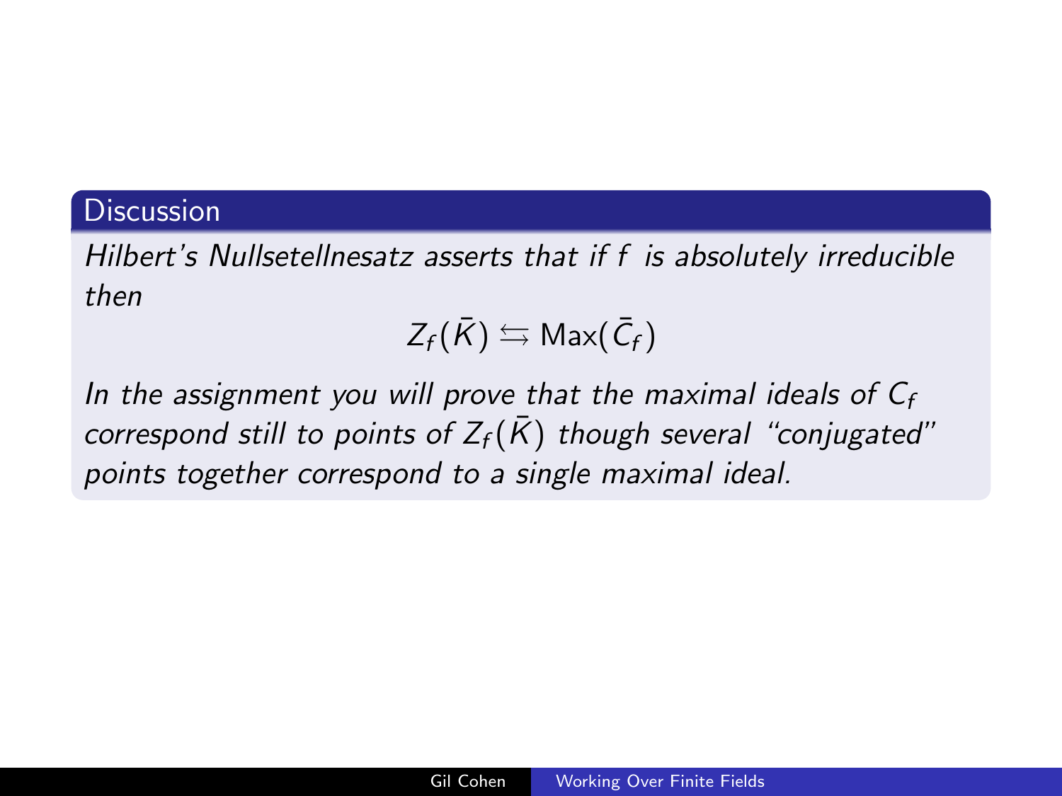### Discussion

*Hilbert's Nullsetellnesatz asserts that if $f$ is absolutely irreducible then*

$$Z_f(\bar{K}) \leftrightarrows \mathrm{Max}(\bar{C}_f)$$

*In the assignment you will prove that the maximal ideals of $C_f$ correspond still to points of $Z_f(\bar{K})$ though several "conjugated" points together correspond to a single maximal ideal.*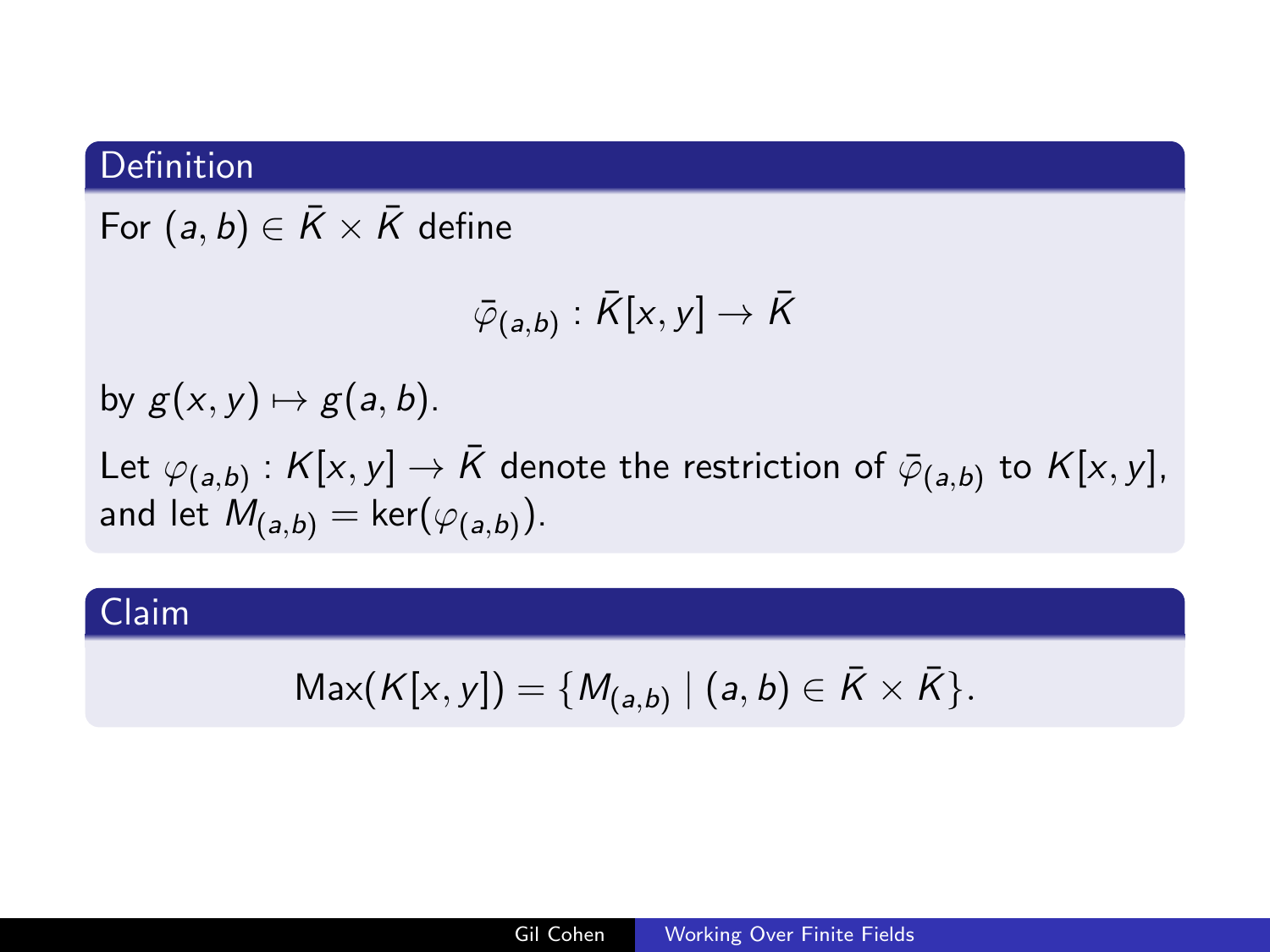**Definition**

For $(a, b) \in \bar{K} \times \bar{K}$ define

$$\bar{\varphi}_{(a,b)} : \bar{K}[x, y] \to \bar{K}$$

by $g(x, y) \mapsto g(a, b)$.

Let $\varphi_{(a,b)} : K[x, y] \to \bar{K}$ denote the restriction of $\bar{\varphi}_{(a,b)}$ to $K[x, y]$, and let $M_{(a,b)} = \ker(\varphi_{(a,b)})$.

**Claim**

$$\mathrm{Max}(K[x, y]) = \{M_{(a,b)} \mid (a, b) \in \bar{K} \times \bar{K}\}.$$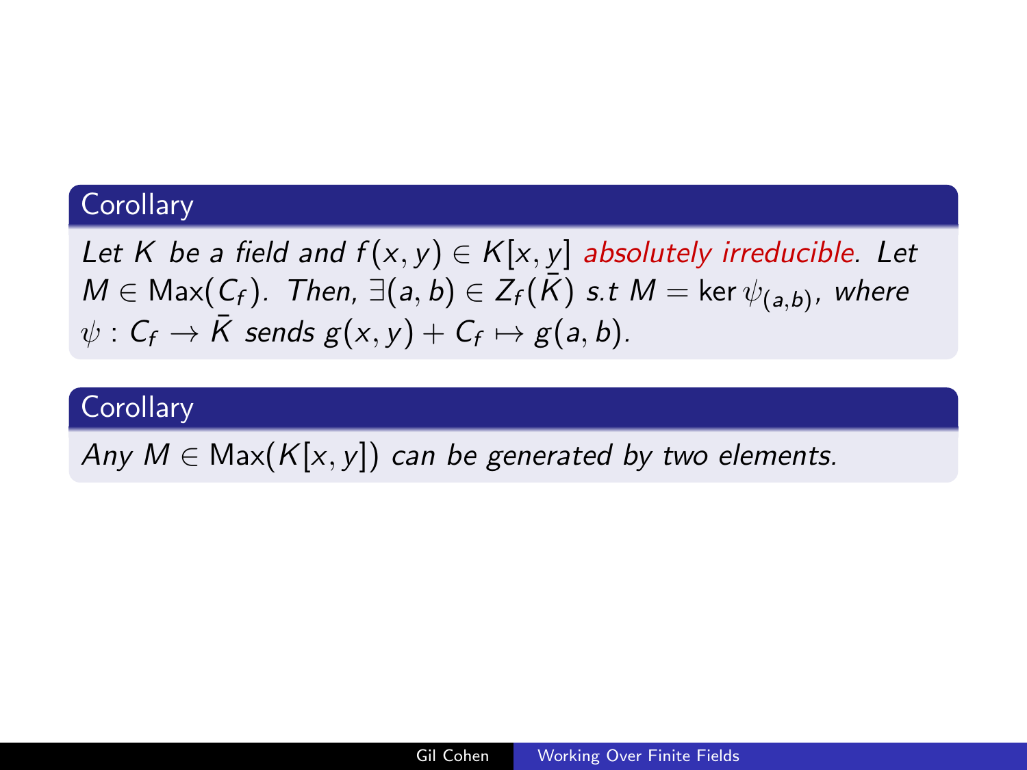**Corollary**

*Let $K$ be a field and $f(x,y) \in K[x,y]$ absolutely irreducible. Let $M \in \mathrm{Max}(C_f)$. Then, $\exists (a,b) \in Z_f(\bar{K})$ s.t $M = \ker \psi_{(a,b)}$, where $\psi : C_f \to \bar{K}$ sends $g(x,y) + C_f \mapsto g(a,b)$.*

**Corollary**

*Any $M \in \mathrm{Max}(K[x,y])$ can be generated by two elements.*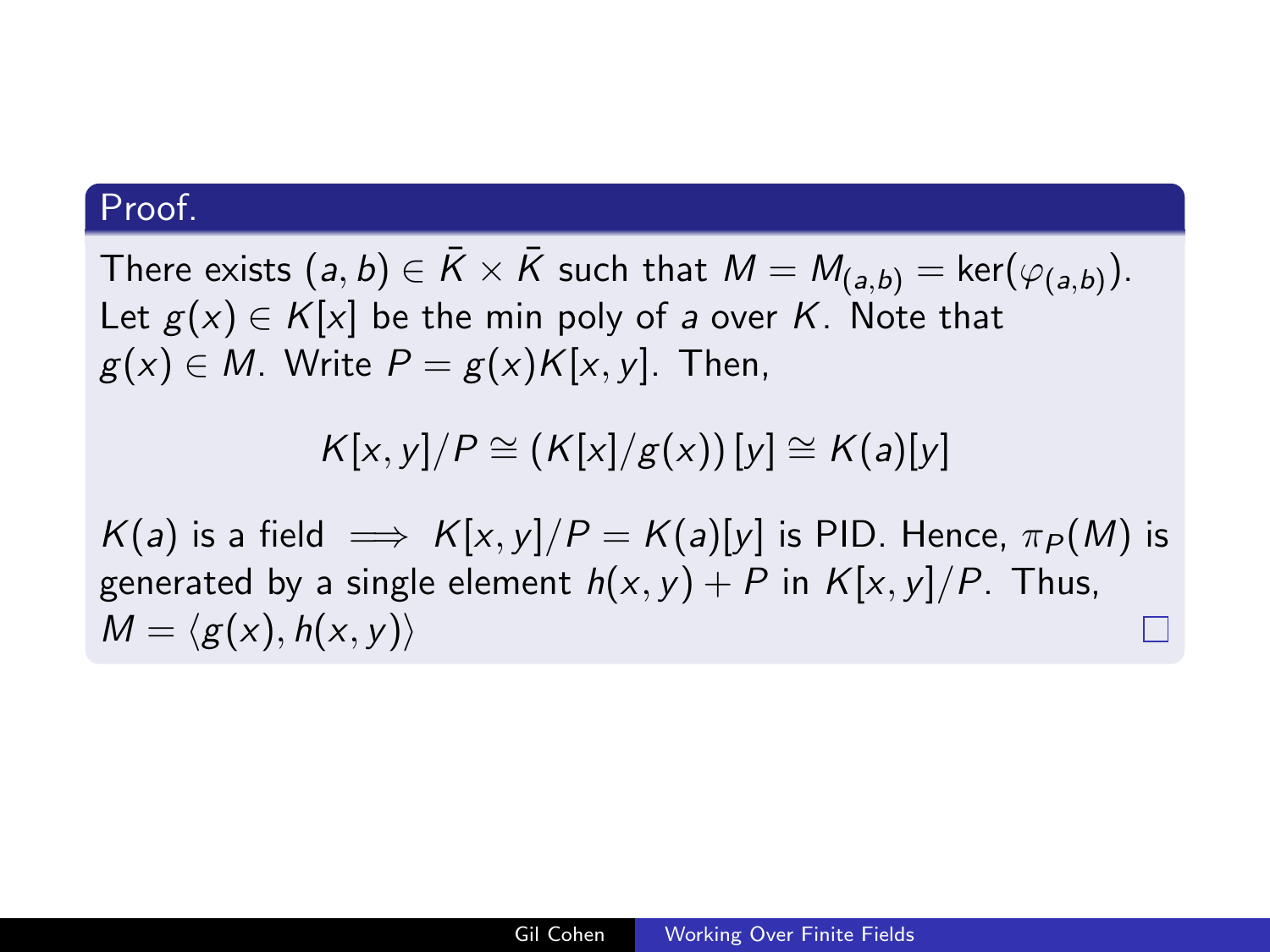**Proof.**

There exists $(a, b) \in \bar{K} \times \bar{K}$ such that $M = M_{(a,b)} = \ker(\varphi_{(a,b)})$. Let $g(x) \in K[x]$ be the min poly of $a$ over $K$. Note that $g(x) \in M$. Write $P = g(x)K[x, y]$. Then,

$$K[x, y]/P \cong (K[x]/g(x))\,[y] \cong K(a)[y]$$

$K(a)$ is a field $\implies$ $K[x, y]/P = K(a)[y]$ is PID. Hence, $\pi_P(M)$ is generated by a single element $h(x, y) + P$ in $K[x, y]/P$. Thus, $M = \langle g(x), h(x, y)\rangle$ □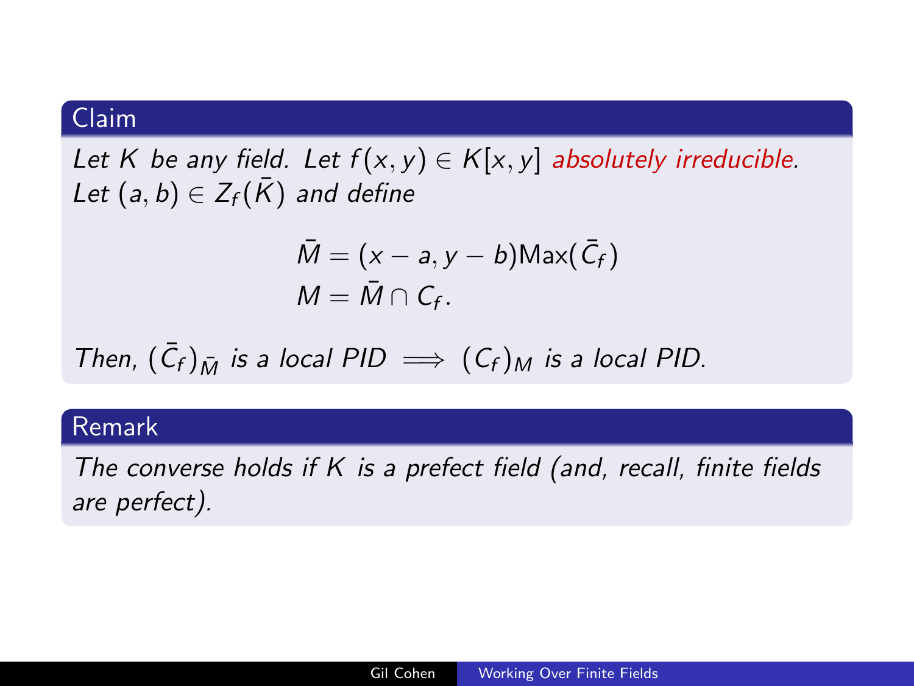**Claim**

*Let $K$ be any field. Let $f(x, y) \in K[x, y]$ absolutely irreducible. Let $(a, b) \in Z_f(\bar{K})$ and define*

$$\bar{M} = (x - a, y - b)\text{Max}(\bar{C}_f)$$
$$M = \bar{M} \cap C_f.$$

*Then, $(\bar{C}_f)_{\bar{M}}$ is a local PID $\implies$ $(C_f)_M$ is a local PID.*

**Remark**

*The converse holds if $K$ is a prefect field (and, recall, finite fields are perfect).*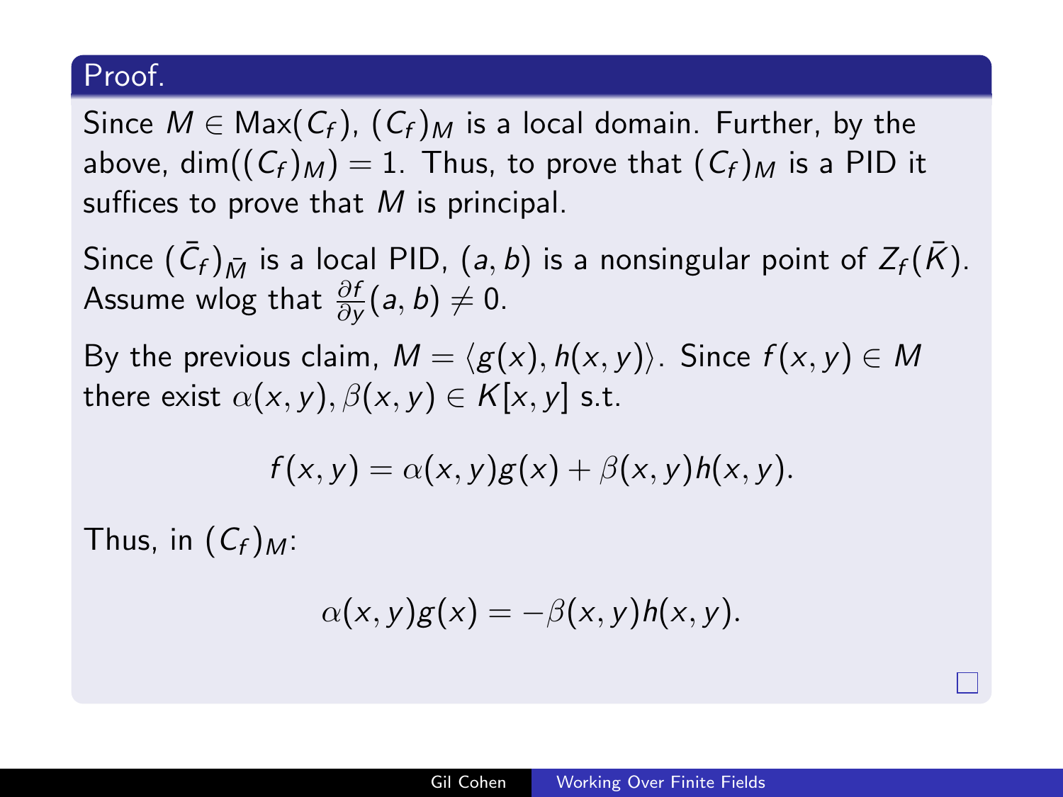**Proof.**

Since $M \in \text{Max}(C_f)$, $(C_f)_M$ is a local domain. Further, by the above, $\dim((C_f)_M) = 1$. Thus, to prove that $(C_f)_M$ is a PID it suffices to prove that $M$ is principal.

Since $(\bar{C}_f)_{\bar{M}}$ is a local PID, $(a, b)$ is a nonsingular point of $Z_f(\bar{K})$. Assume wlog that $\frac{\partial f}{\partial y}(a, b) \neq 0$.

By the previous claim, $M = \langle g(x), h(x, y) \rangle$. Since $f(x, y) \in M$ there exist $\alpha(x, y), \beta(x, y) \in K[x, y]$ s.t.

$$f(x, y) = \alpha(x, y)g(x) + \beta(x, y)h(x, y).$$

Thus, in $(C_f)_M$:

$$\alpha(x, y)g(x) = -\beta(x, y)h(x, y).$$

□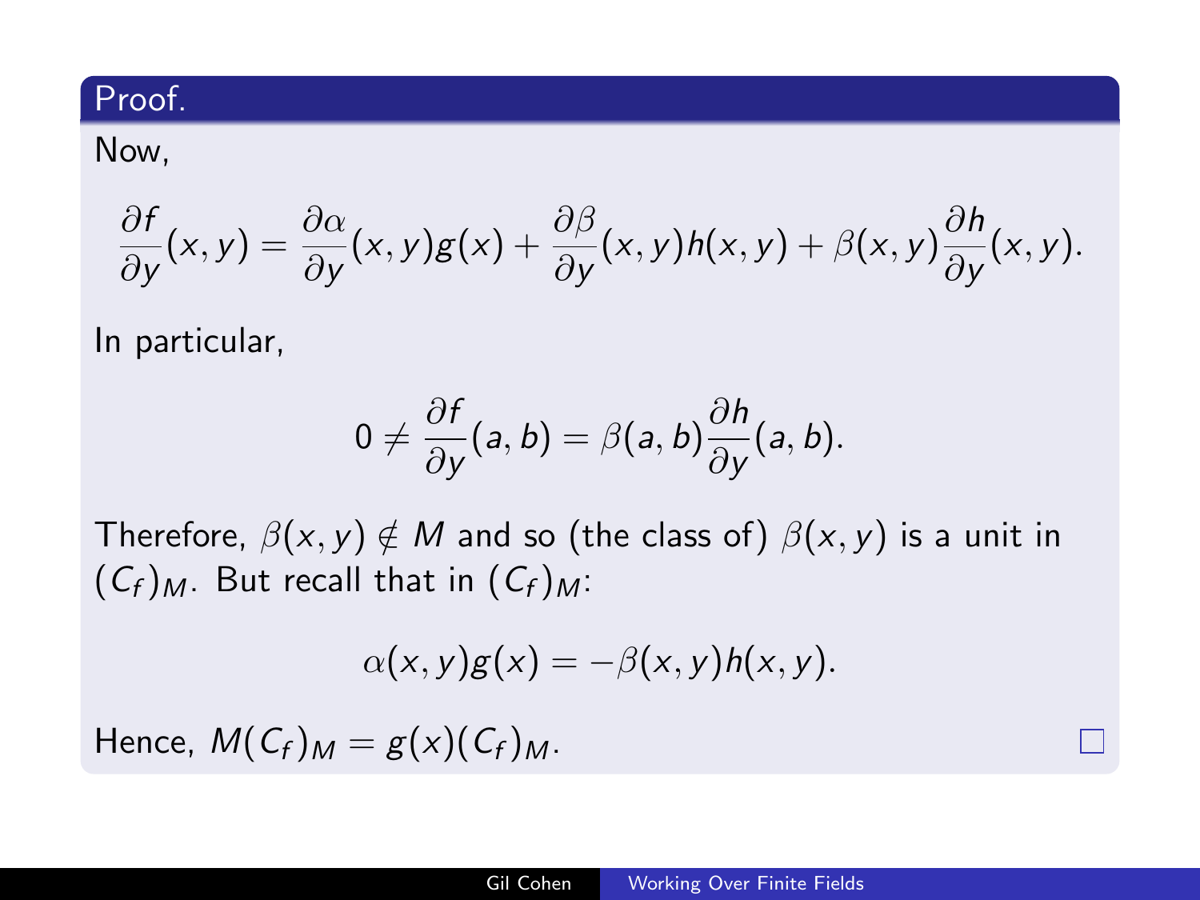**Proof.**

Now,

$$\frac{\partial f}{\partial y}(x,y) = \frac{\partial \alpha}{\partial y}(x,y)g(x) + \frac{\partial \beta}{\partial y}(x,y)h(x,y) + \beta(x,y)\frac{\partial h}{\partial y}(x,y).$$

In particular,

$$0 \neq \frac{\partial f}{\partial y}(a,b) = \beta(a,b)\frac{\partial h}{\partial y}(a,b).$$

Therefore, $\beta(x,y) \notin M$ and so (the class of) $\beta(x,y)$ is a unit in $(C_f)_M$. But recall that in $(C_f)_M$:

$$\alpha(x,y)g(x) = -\beta(x,y)h(x,y).$$

Hence, $M(C_f)_M = g(x)(C_f)_M$. □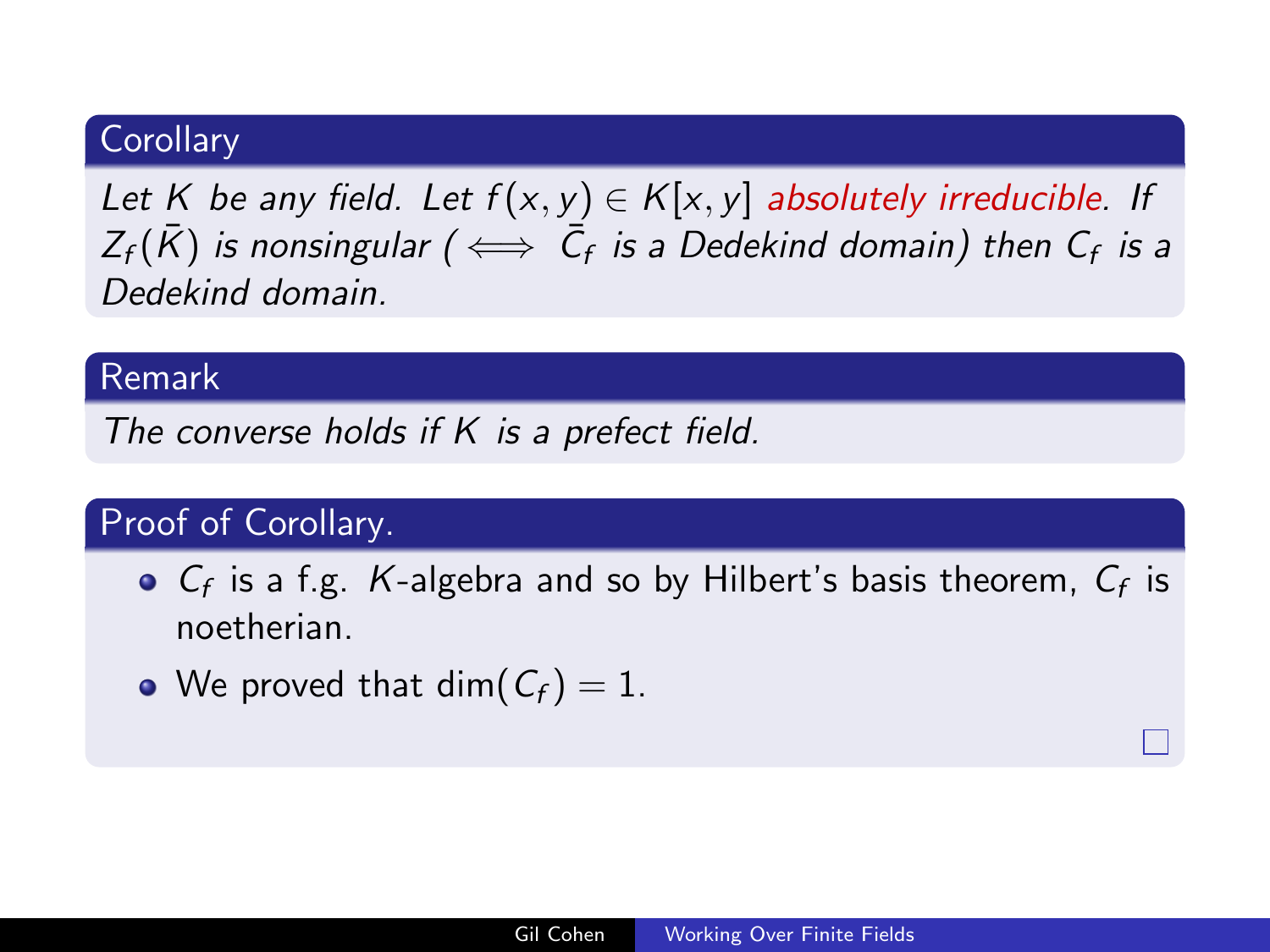**Corollary**

*Let $K$ be any field. Let $f(x,y) \in K[x,y]$ absolutely irreducible. If $Z_f(\bar{K})$ is nonsingular ($\iff$ $\bar{C}_f$ is a Dedekind domain) then $C_f$ is a Dedekind domain.*

**Remark**

*The converse holds if $K$ is a prefect field.*

**Proof of Corollary.**

- $C_f$ is a f.g. $K$-algebra and so by Hilbert's basis theorem, $C_f$ is noetherian.
- We proved that $\dim(C_f) = 1$.

□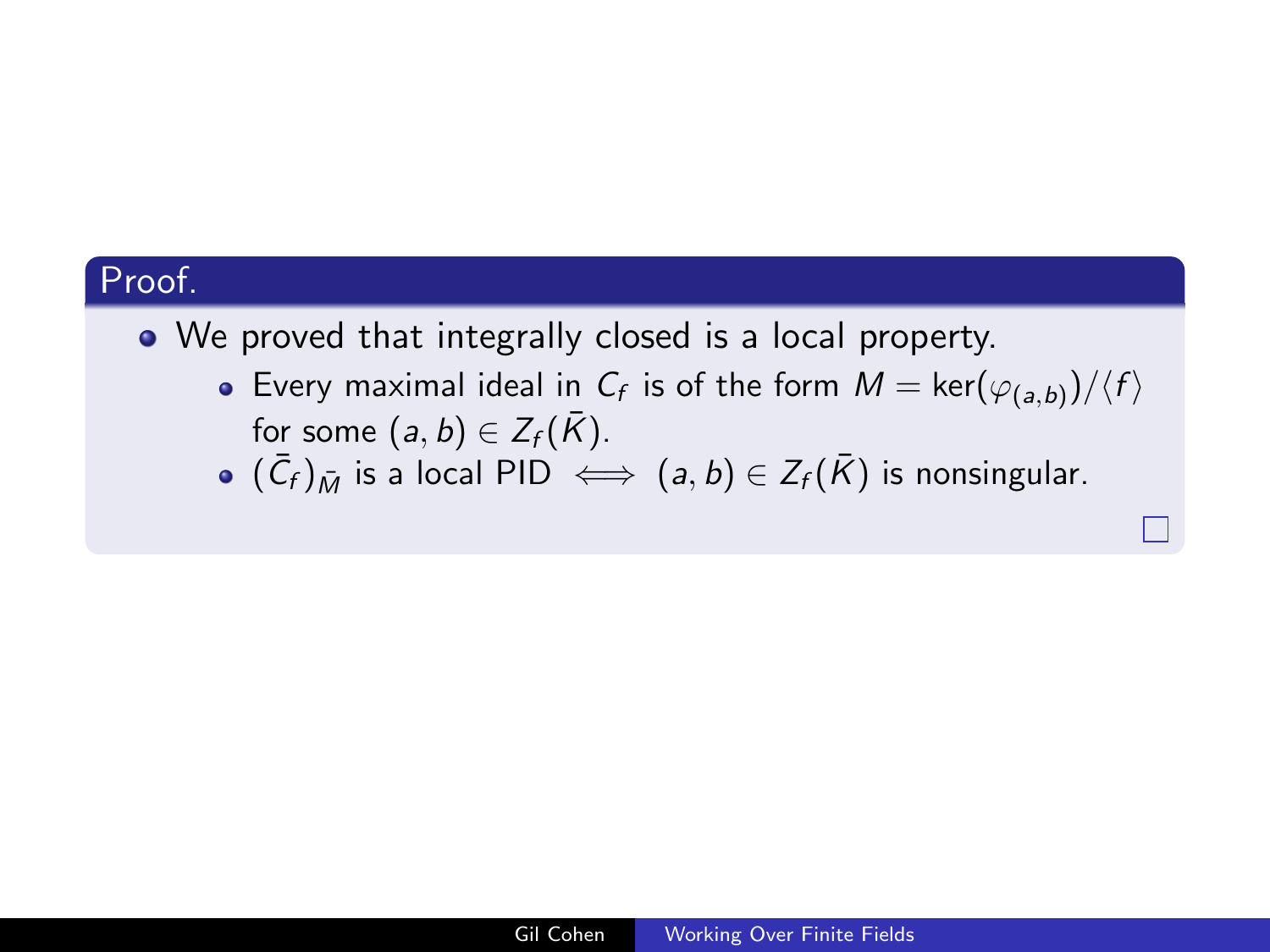**Proof.**

- We proved that integrally closed is a local property.
  - Every maximal ideal in $C_f$ is of the form $M = \ker(\varphi_{(a,b)})/\langle f \rangle$ for some $(a,b) \in Z_f(\bar{K})$.
  - $(\bar{C}_f)_{\bar{M}}$ is a local PID $\iff$ $(a,b) \in Z_f(\bar{K})$ is nonsingular.

□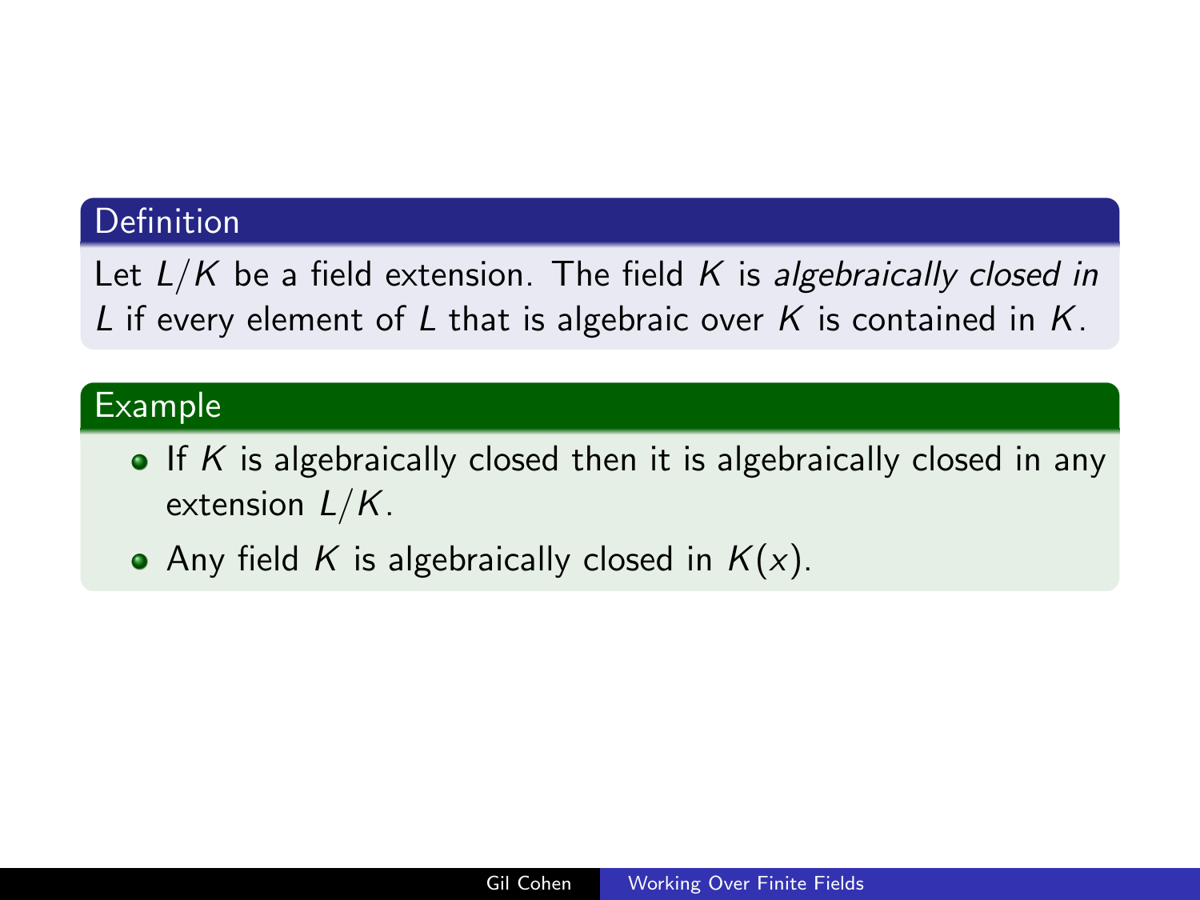### Definition

Let $L/K$ be a field extension. The field $K$ is *algebraically closed in* $L$ if every element of $L$ that is algebraic over $K$ is contained in $K$.

### Example

- If $K$ is algebraically closed then it is algebraically closed in any extension $L/K$.
- Any field $K$ is algebraically closed in $K(x)$.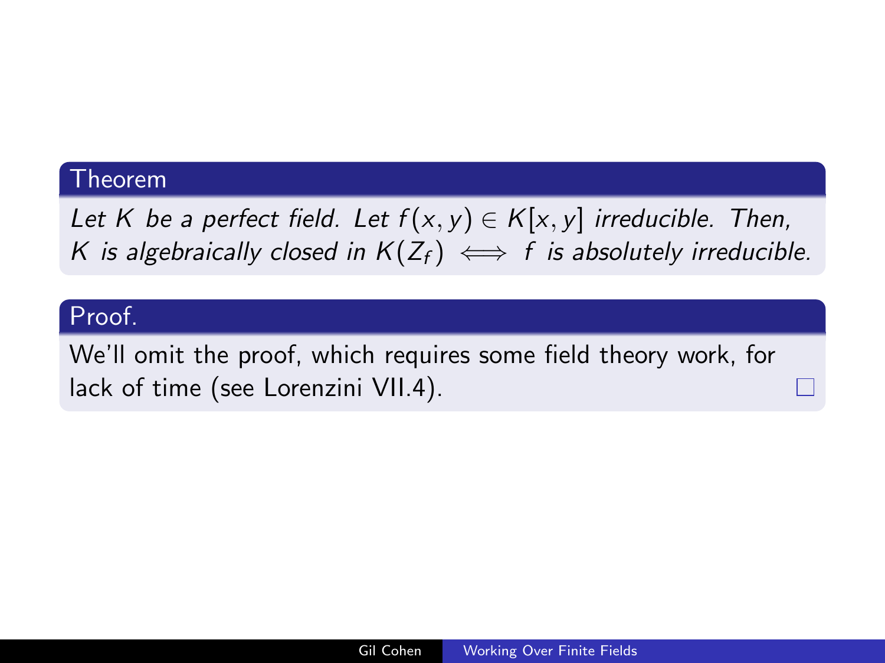**Theorem**

*Let $K$ be a perfect field. Let $f(x, y) \in K[x, y]$ irreducible. Then, $K$ is algebraically closed in $K(Z_f) \iff f$ is absolutely irreducible.*

**Proof.**

We'll omit the proof, which requires some field theory work, for lack of time (see Lorenzini VII.4). □